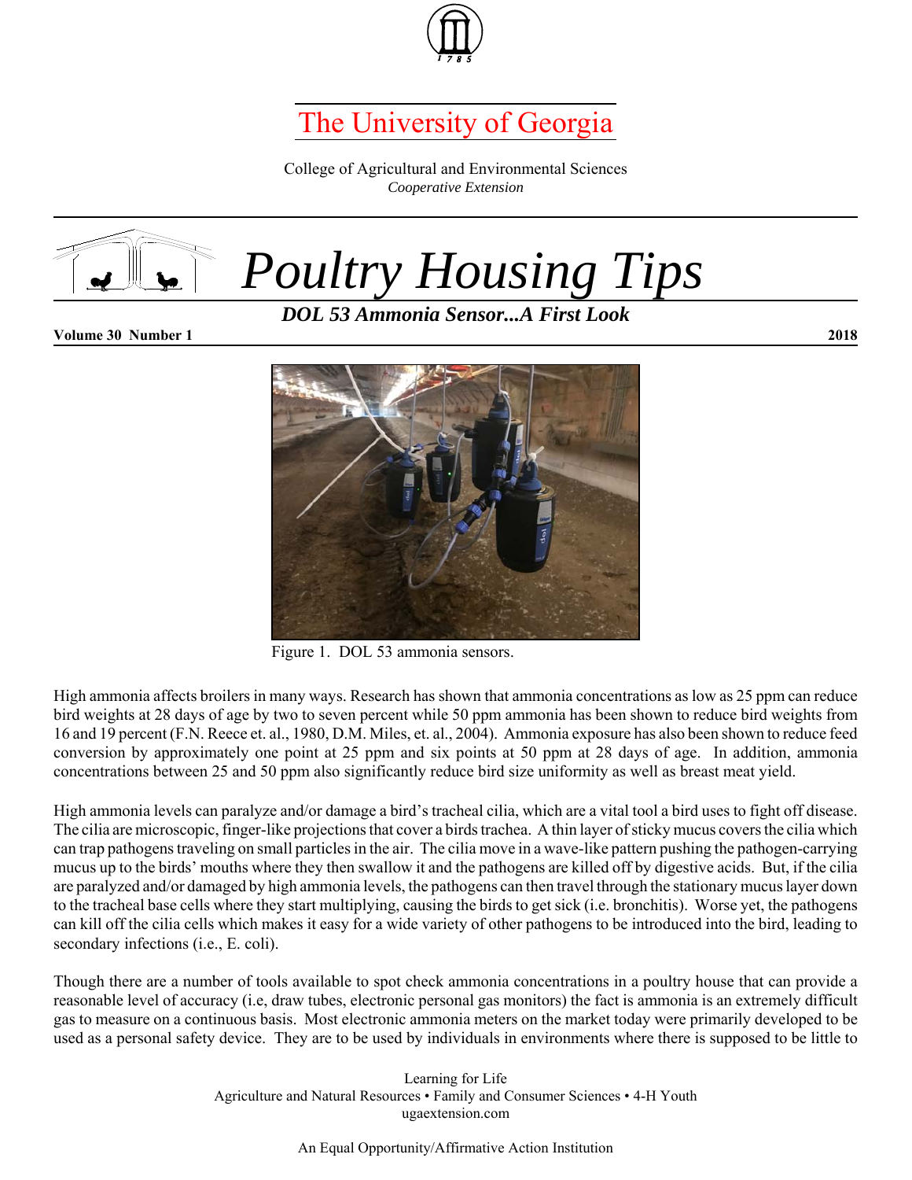# The University of Georgia

College of Agricultural and Environmental Sciences
*Cooperative Extension*

# *Poultry Housing Tips*

## *DOL 53 Ammonia Sensor...A First Look*

**Volume 30 Number 1** **2018**

Figure 1. DOL 53 ammonia sensors.

High ammonia affects broilers in many ways. Research has shown that ammonia concentrations as low as 25 ppm can reduce bird weights at 28 days of age by two to seven percent while 50 ppm ammonia has been shown to reduce bird weights from 16 and 19 percent (F.N. Reece et. al., 1980, D.M. Miles, et. al., 2004). Ammonia exposure has also been shown to reduce feed conversion by approximately one point at 25 ppm and six points at 50 ppm at 28 days of age. In addition, ammonia concentrations between 25 and 50 ppm also significantly reduce bird size uniformity as well as breast meat yield.

High ammonia levels can paralyze and/or damage a bird's tracheal cilia, which are a vital tool a bird uses to fight off disease. The cilia are microscopic, finger-like projections that cover a birds trachea. A thin layer of sticky mucus covers the cilia which can trap pathogens traveling on small particles in the air. The cilia move in a wave-like pattern pushing the pathogen-carrying mucus up to the birds' mouths where they then swallow it and the pathogens are killed off by digestive acids. But, if the cilia are paralyzed and/or damaged by high ammonia levels, the pathogens can then travel through the stationary mucus layer down to the tracheal base cells where they start multiplying, causing the birds to get sick (i.e. bronchitis). Worse yet, the pathogens can kill off the cilia cells which makes it easy for a wide variety of other pathogens to be introduced into the bird, leading to secondary infections (i.e., E. coli).

Though there are a number of tools available to spot check ammonia concentrations in a poultry house that can provide a reasonable level of accuracy (i.e, draw tubes, electronic personal gas monitors) the fact is ammonia is an extremely difficult gas to measure on a continuous basis. Most electronic ammonia meters on the market today were primarily developed to be used as a personal safety device. They are to be used by individuals in environments where there is supposed to be little to

Learning for Life
Agriculture and Natural Resources • Family and Consumer Sciences • 4-H Youth
ugaextension.com

An Equal Opportunity/Affirmative Action Institution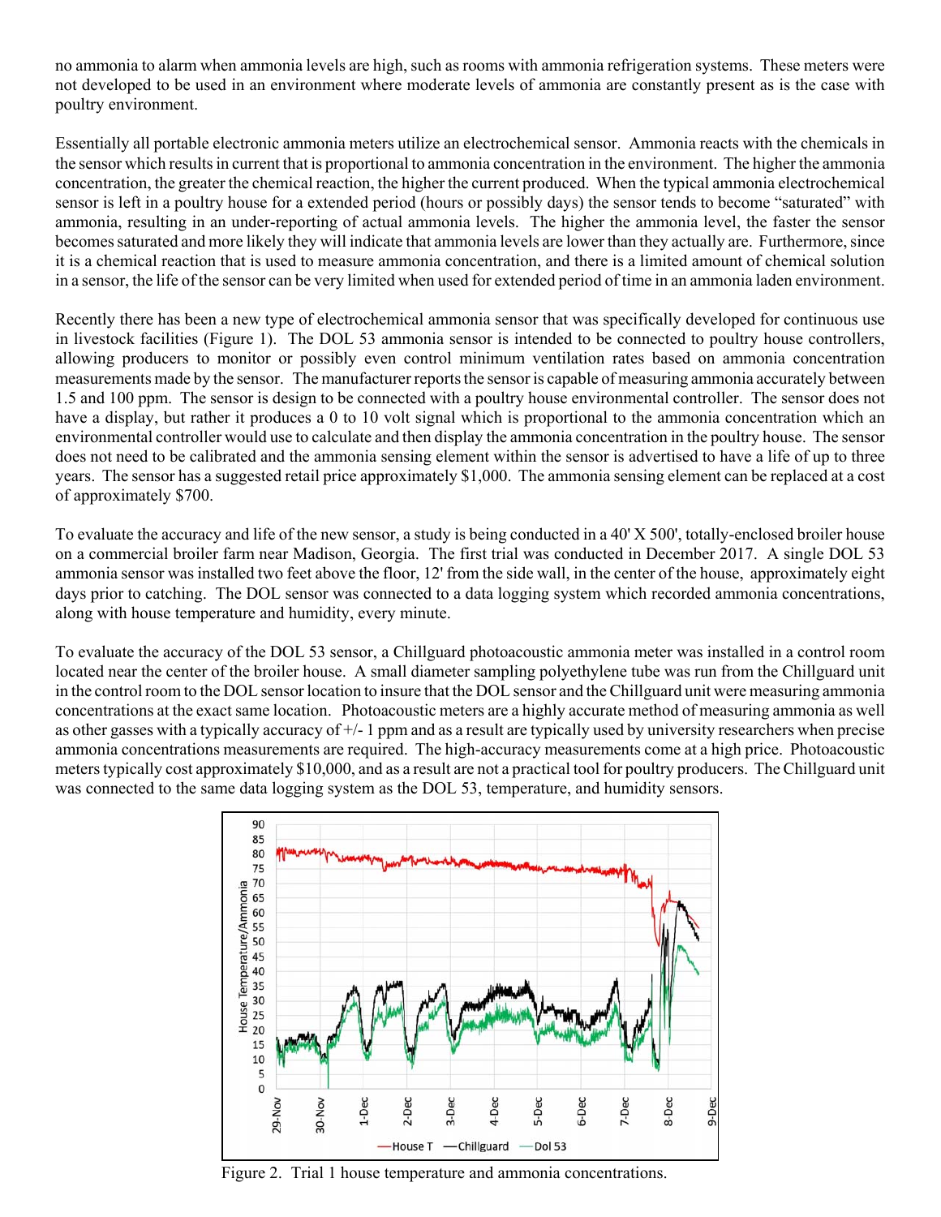no ammonia to alarm when ammonia levels are high, such as rooms with ammonia refrigeration systems. These meters were not developed to be used in an environment where moderate levels of ammonia are constantly present as is the case with poultry environment.

Essentially all portable electronic ammonia meters utilize an electrochemical sensor. Ammonia reacts with the chemicals in the sensor which results in current that is proportional to ammonia concentration in the environment. The higher the ammonia concentration, the greater the chemical reaction, the higher the current produced. When the typical ammonia electrochemical sensor is left in a poultry house for a extended period (hours or possibly days) the sensor tends to become "saturated" with ammonia, resulting in an under-reporting of actual ammonia levels. The higher the ammonia level, the faster the sensor becomes saturated and more likely they will indicate that ammonia levels are lower than they actually are. Furthermore, since it is a chemical reaction that is used to measure ammonia concentration, and there is a limited amount of chemical solution in a sensor, the life of the sensor can be very limited when used for extended period of time in an ammonia laden environment.

Recently there has been a new type of electrochemical ammonia sensor that was specifically developed for continuous use in livestock facilities (Figure 1). The DOL 53 ammonia sensor is intended to be connected to poultry house controllers, allowing producers to monitor or possibly even control minimum ventilation rates based on ammonia concentration measurements made by the sensor. The manufacturer reports the sensor is capable of measuring ammonia accurately between 1.5 and 100 ppm. The sensor is design to be connected with a poultry house environmental controller. The sensor does not have a display, but rather it produces a 0 to 10 volt signal which is proportional to the ammonia concentration which an environmental controller would use to calculate and then display the ammonia concentration in the poultry house. The sensor does not need to be calibrated and the ammonia sensing element within the sensor is advertised to have a life of up to three years. The sensor has a suggested retail price approximately $1,000. The ammonia sensing element can be replaced at a cost of approximately $700.

To evaluate the accuracy and life of the new sensor, a study is being conducted in a 40' X 500', totally-enclosed broiler house on a commercial broiler farm near Madison, Georgia. The first trial was conducted in December 2017. A single DOL 53 ammonia sensor was installed two feet above the floor, 12' from the side wall, in the center of the house, approximately eight days prior to catching. The DOL sensor was connected to a data logging system which recorded ammonia concentrations, along with house temperature and humidity, every minute.

To evaluate the accuracy of the DOL 53 sensor, a Chillguard photoacoustic ammonia meter was installed in a control room located near the center of the broiler house. A small diameter sampling polyethylene tube was run from the Chillguard unit in the control room to the DOL sensor location to insure that the DOL sensor and the Chillguard unit were measuring ammonia concentrations at the exact same location. Photoacoustic meters are a highly accurate method of measuring ammonia as well as other gasses with a typically accuracy of +/- 1 ppm and as a result are typically used by university researchers when precise ammonia concentrations measurements are required. The high-accuracy measurements come at a high price. Photoacoustic meters typically cost approximately $10,000, and as a result are not a practical tool for poultry producers. The Chillguard unit was connected to the same data logging system as the DOL 53, temperature, and humidity sensors.

Figure 2. Trial 1 house temperature and ammonia concentrations.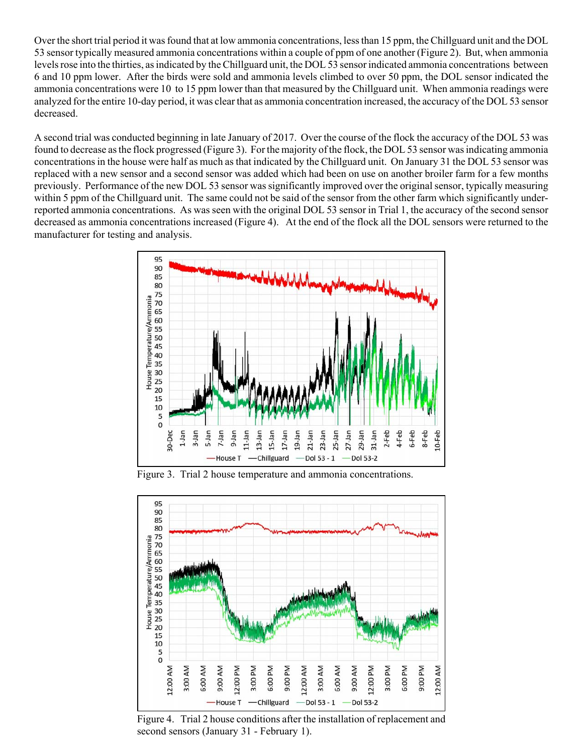Over the short trial period it was found that at low ammonia concentrations, less than 15 ppm, the Chillguard unit and the DOL 53 sensor typically measured ammonia concentrations within a couple of ppm of one another (Figure 2). But, when ammonia levels rose into the thirties, as indicated by the Chillguard unit, the DOL 53 sensor indicated ammonia concentrations between 6 and 10 ppm lower. After the birds were sold and ammonia levels climbed to over 50 ppm, the DOL sensor indicated the ammonia concentrations were 10 to 15 ppm lower than that measured by the Chillguard unit. When ammonia readings were analyzed for the entire 10-day period, it was clear that as ammonia concentration increased, the accuracy of the DOL 53 sensor decreased.

A second trial was conducted beginning in late January of 2017. Over the course of the flock the accuracy of the DOL 53 was found to decrease as the flock progressed (Figure 3). For the majority of the flock, the DOL 53 sensor was indicating ammonia concentrations in the house were half as much as that indicated by the Chillguard unit. On January 31 the DOL 53 sensor was replaced with a new sensor and a second sensor was added which had been on use on another broiler farm for a few months previously. Performance of the new DOL 53 sensor was significantly improved over the original sensor, typically measuring within 5 ppm of the Chillguard unit. The same could not be said of the sensor from the other farm which significantly under-reported ammonia concentrations. As was seen with the original DOL 53 sensor in Trial 1, the accuracy of the second sensor decreased as ammonia concentrations increased (Figure 4). At the end of the flock all the DOL sensors were returned to the manufacturer for testing and analysis.

Figure 3. Trial 2 house temperature and ammonia concentrations.

Figure 4. Trial 2 house conditions after the installation of replacement and second sensors (January 31 - February 1).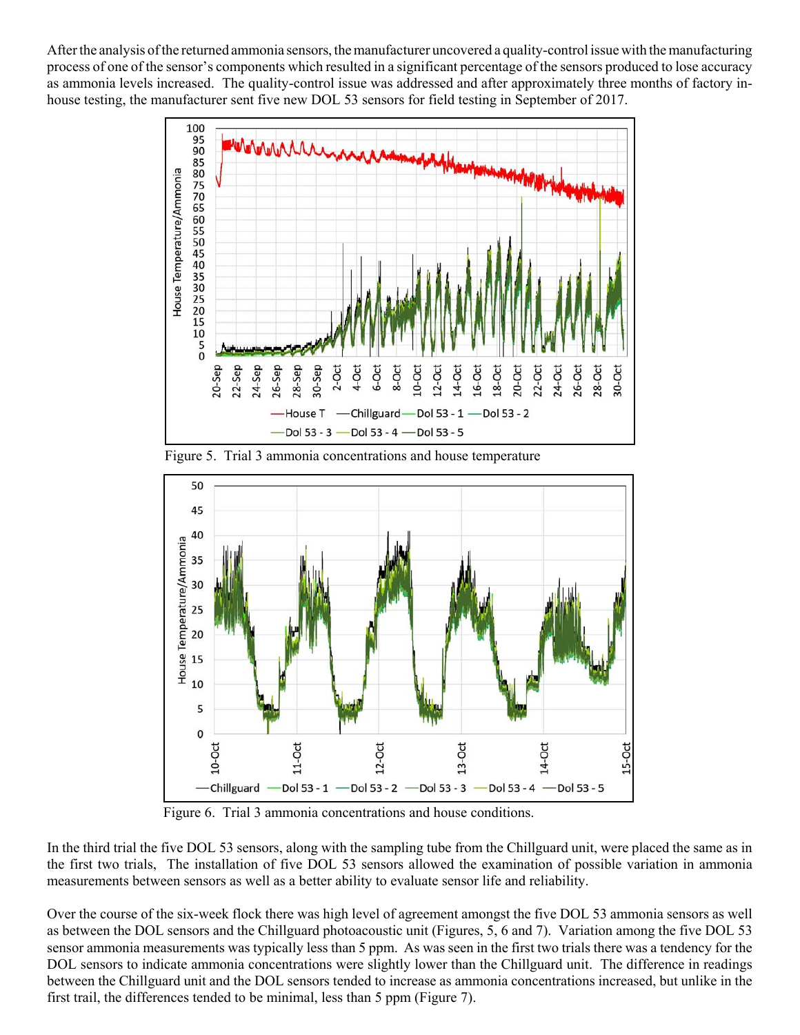After the analysis of the returned ammonia sensors, the manufacturer uncovered a quality-control issue with the manufacturing process of one of the sensor's components which resulted in a significant percentage of the sensors produced to lose accuracy as ammonia levels increased. The quality-control issue was addressed and after approximately three months of factory in-house testing, the manufacturer sent five new DOL 53 sensors for field testing in September of 2017.

Figure 5. Trial 3 ammonia concentrations and house temperature

Figure 6. Trial 3 ammonia concentrations and house conditions.

In the third trial the five DOL 53 sensors, along with the sampling tube from the Chillguard unit, were placed the same as in the first two trials, The installation of five DOL 53 sensors allowed the examination of possible variation in ammonia measurements between sensors as well as a better ability to evaluate sensor life and reliability.

Over the course of the six-week flock there was high level of agreement amongst the five DOL 53 ammonia sensors as well as between the DOL sensors and the Chillguard photoacoustic unit (Figures, 5, 6 and 7). Variation among the five DOL 53 sensor ammonia measurements was typically less than 5 ppm. As was seen in the first two trials there was a tendency for the DOL sensors to indicate ammonia concentrations were slightly lower than the Chillguard unit. The difference in readings between the Chillguard unit and the DOL sensors tended to increase as ammonia concentrations increased, but unlike in the first trail, the differences tended to be minimal, less than 5 ppm (Figure 7).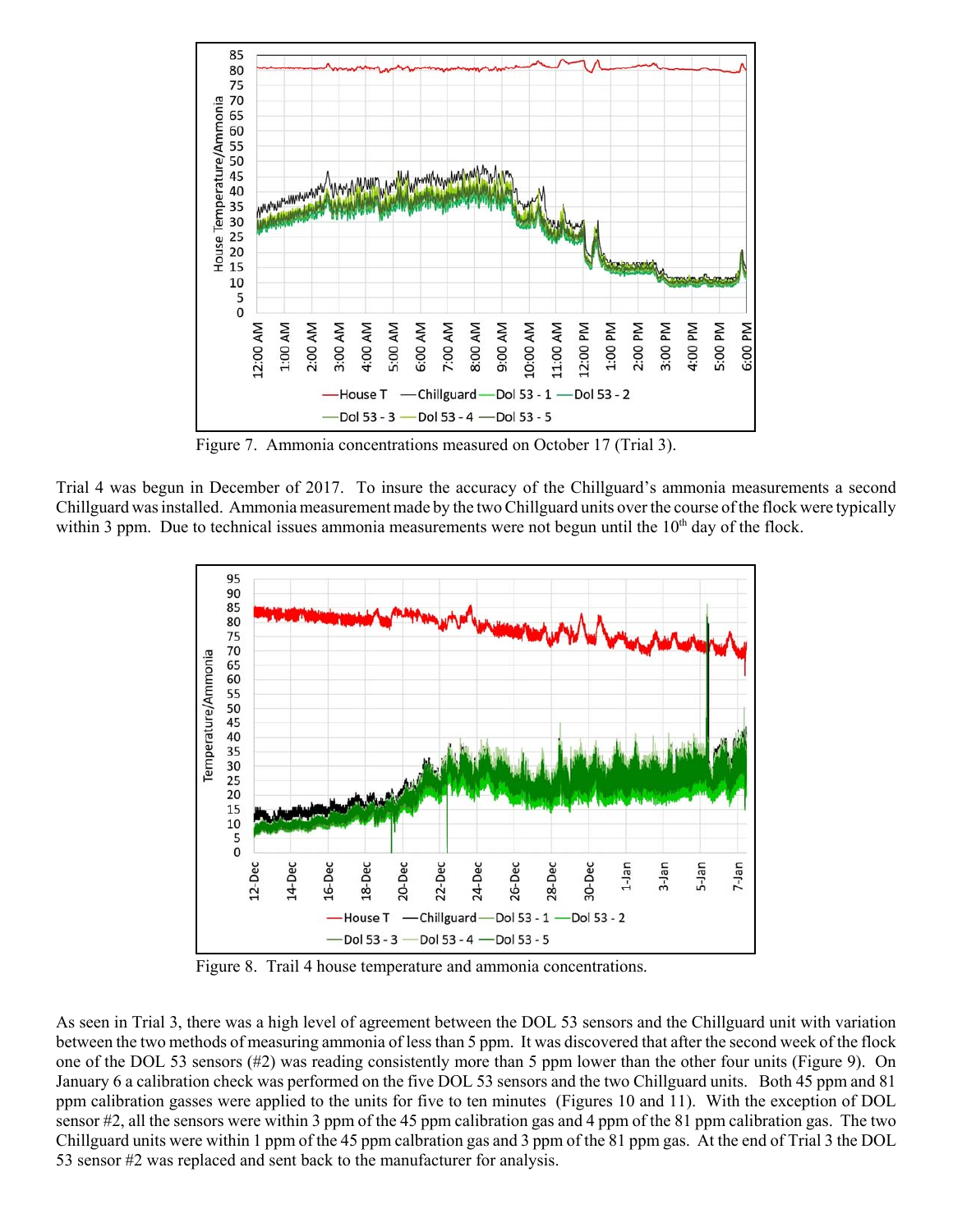Figure 7. Ammonia concentrations measured on October 17 (Trial 3).

Trial 4 was begun in December of 2017. To insure the accuracy of the Chillguard's ammonia measurements a second Chillguard was installed. Ammonia measurement made by the two Chillguard units over the course of the flock were typically within 3 ppm. Due to technical issues ammonia measurements were not begun until the 10th day of the flock.

Figure 8. Trail 4 house temperature and ammonia concentrations.

As seen in Trial 3, there was a high level of agreement between the DOL 53 sensors and the Chillguard unit with variation between the two methods of measuring ammonia of less than 5 ppm. It was discovered that after the second week of the flock one of the DOL 53 sensors (#2) was reading consistently more than 5 ppm lower than the other four units (Figure 9). On January 6 a calibration check was performed on the five DOL 53 sensors and the two Chillguard units. Both 45 ppm and 81 ppm calibration gasses were applied to the units for five to ten minutes (Figures 10 and 11). With the exception of DOL sensor #2, all the sensors were within 3 ppm of the 45 ppm calibration gas and 4 ppm of the 81 ppm calibration gas. The two Chillguard units were within 1 ppm of the 45 ppm calbration gas and 3 ppm of the 81 ppm gas. At the end of Trial 3 the DOL 53 sensor #2 was replaced and sent back to the manufacturer for analysis.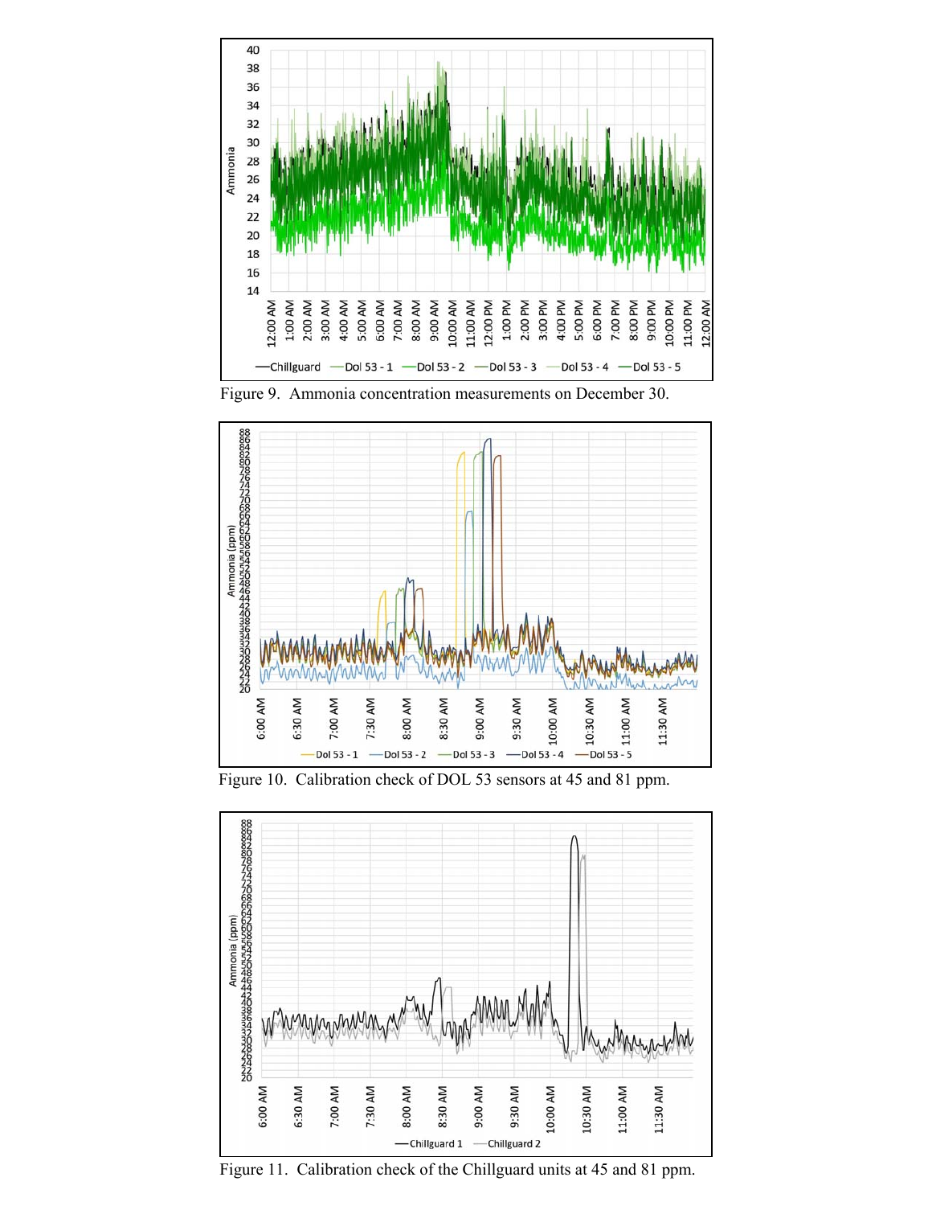Figure 9. Ammonia concentration measurements on December 30.

Figure 10. Calibration check of DOL 53 sensors at 45 and 81 ppm.

Figure 11. Calibration check of the Chillguard units at 45 and 81 ppm.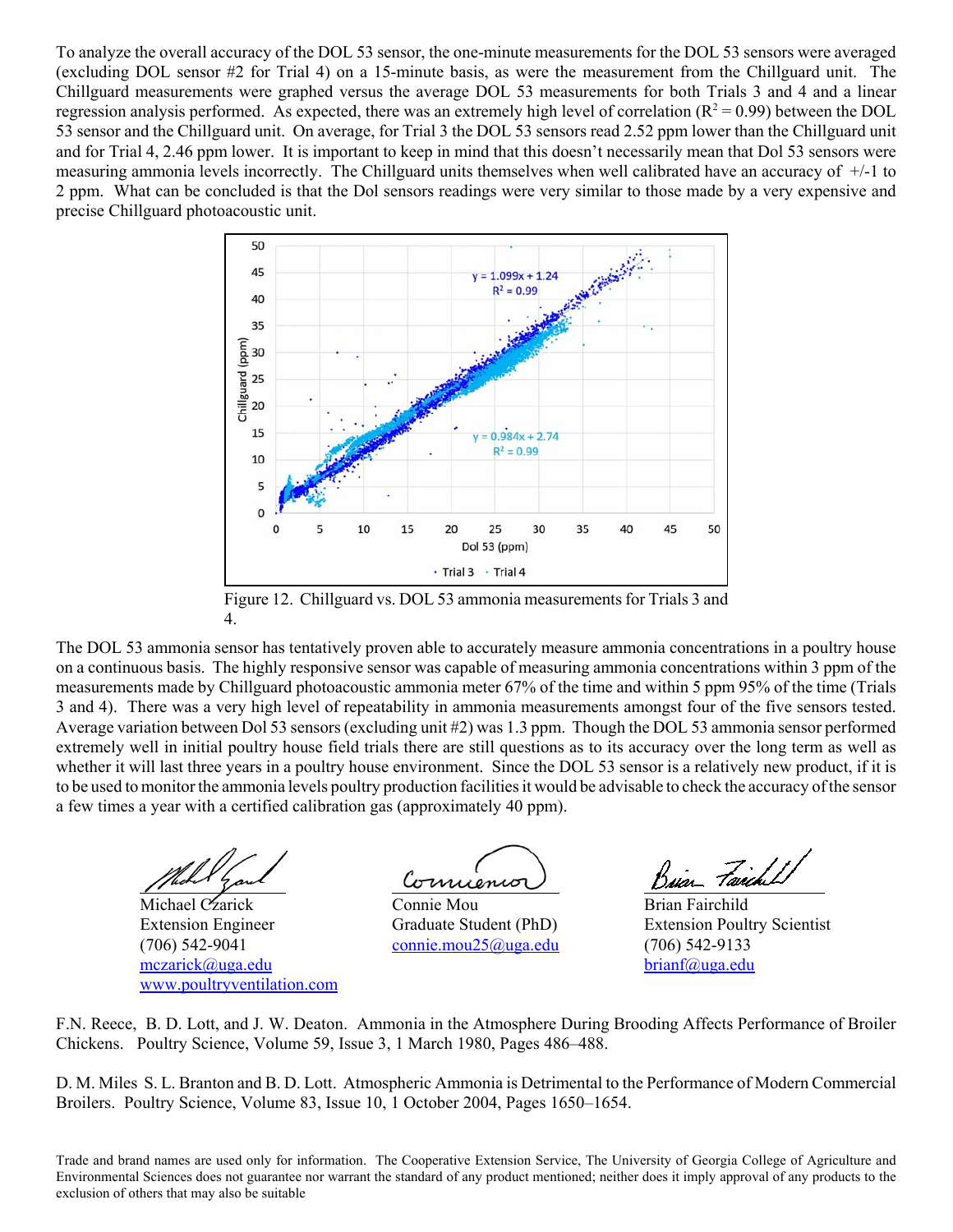To analyze the overall accuracy of the DOL 53 sensor, the one-minute measurements for the DOL 53 sensors were averaged (excluding DOL sensor #2 for Trial 4) on a 15-minute basis, as were the measurement from the Chillguard unit. The Chillguard measurements were graphed versus the average DOL 53 measurements for both Trials 3 and 4 and a linear regression analysis performed. As expected, there was an extremely high level of correlation ($R^2 = 0.99$) between the DOL 53 sensor and the Chillguard unit. On average, for Trial 3 the DOL 53 sensors read 2.52 ppm lower than the Chillguard unit and for Trial 4, 2.46 ppm lower. It is important to keep in mind that this doesn't necessarily mean that Dol 53 sensors were measuring ammonia levels incorrectly. The Chillguard units themselves when well calibrated have an accuracy of +/-1 to 2 ppm. What can be concluded is that the Dol sensors readings were very similar to those made by a very expensive and precise Chillguard photoacoustic unit.

y = 1.099x + 1.24
R² = 0.99

y = 0.984x + 2.74
R² = 0.99

Chillguard (ppm)

Dol 53 (ppm)

0 5 10 15 20 25 30 35 40 45 50

Trial 3 Trial 4

Figure 12. Chillguard vs. DOL 53 ammonia measurements for Trials 3 and 4.

The DOL 53 ammonia sensor has tentatively proven able to accurately measure ammonia concentrations in a poultry house on a continuous basis. The highly responsive sensor was capable of measuring ammonia concentrations within 3 ppm of the measurements made by Chillguard photoacoustic ammonia meter 67% of the time and within 5 ppm 95% of the time (Trials 3 and 4). There was a very high level of repeatability in ammonia measurements amongst four of the five sensors tested. Average variation between Dol 53 sensors (excluding unit #2) was 1.3 ppm. Though the DOL 53 ammonia sensor performed extremely well in initial poultry house field trials there are still questions as to its accuracy over the long term as well as whether it will last three years in a poultry house environment. Since the DOL 53 sensor is a relatively new product, if it is to be used to monitor the ammonia levels poultry production facilities it would be advisable to check the accuracy of the sensor a few times a year with a certified calibration gas (approximately 40 ppm).

Michael Czarick
Extension Engineer
(706) 542-9041
mczarick@uga.edu
www.poultryventilation.com

Connie Mou
Graduate Student (PhD)
connie.mou25@uga.edu

Brian Fairchild
Extension Poultry Scientist
(706) 542-9133
brianf@uga.edu

F.N. Reece, B. D. Lott, and J. W. Deaton. Ammonia in the Atmosphere During Brooding Affects Performance of Broiler Chickens. Poultry Science, Volume 59, Issue 3, 1 March 1980, Pages 486–488.

D. M. Miles S. L. Branton and B. D. Lott. Atmospheric Ammonia is Detrimental to the Performance of Modern Commercial Broilers. Poultry Science, Volume 83, Issue 10, 1 October 2004, Pages 1650–1654.

Trade and brand names are used only for information. The Cooperative Extension Service, The University of Georgia College of Agriculture and Environmental Sciences does not guarantee nor warrant the standard of any product mentioned; neither does it imply approval of any products to the exclusion of others that may also be suitable